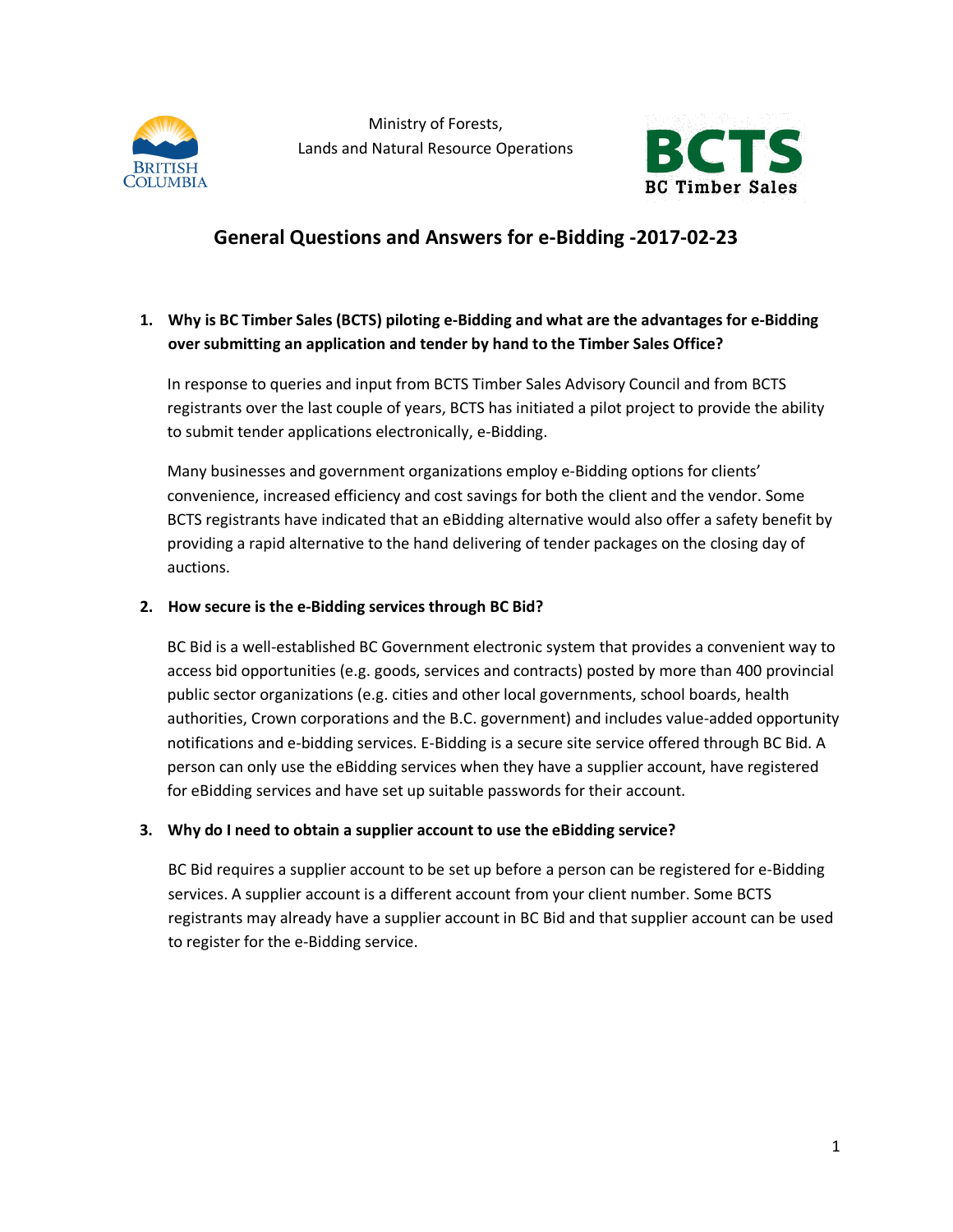Ministry of Forests,
Lands and Natural Resource Operations

# General Questions and Answers for e-Bidding -2017-02-23

1. **Why is BC Timber Sales (BCTS) piloting e-Bidding and what are the advantages for e-Bidding over submitting an application and tender by hand to the Timber Sales Office?**

   In response to queries and input from BCTS Timber Sales Advisory Council and from BCTS registrants over the last couple of years, BCTS has initiated a pilot project to provide the ability to submit tender applications electronically, e-Bidding.

   Many businesses and government organizations employ e-Bidding options for clients' convenience, increased efficiency and cost savings for both the client and the vendor. Some BCTS registrants have indicated that an eBidding alternative would also offer a safety benefit by providing a rapid alternative to the hand delivering of tender packages on the closing day of auctions.

2. **How secure is the e-Bidding services through BC Bid?**

   BC Bid is a well-established BC Government electronic system that provides a convenient way to access bid opportunities (e.g. goods, services and contracts) posted by more than 400 provincial public sector organizations (e.g. cities and other local governments, school boards, health authorities, Crown corporations and the B.C. government) and includes value-added opportunity notifications and e-bidding services. E-Bidding is a secure site service offered through BC Bid. A person can only use the eBidding services when they have a supplier account, have registered for eBidding services and have set up suitable passwords for their account.

3. **Why do I need to obtain a supplier account to use the eBidding service?**

   BC Bid requires a supplier account to be set up before a person can be registered for e-Bidding services. A supplier account is a different account from your client number. Some BCTS registrants may already have a supplier account in BC Bid and that supplier account can be used to register for the e-Bidding service.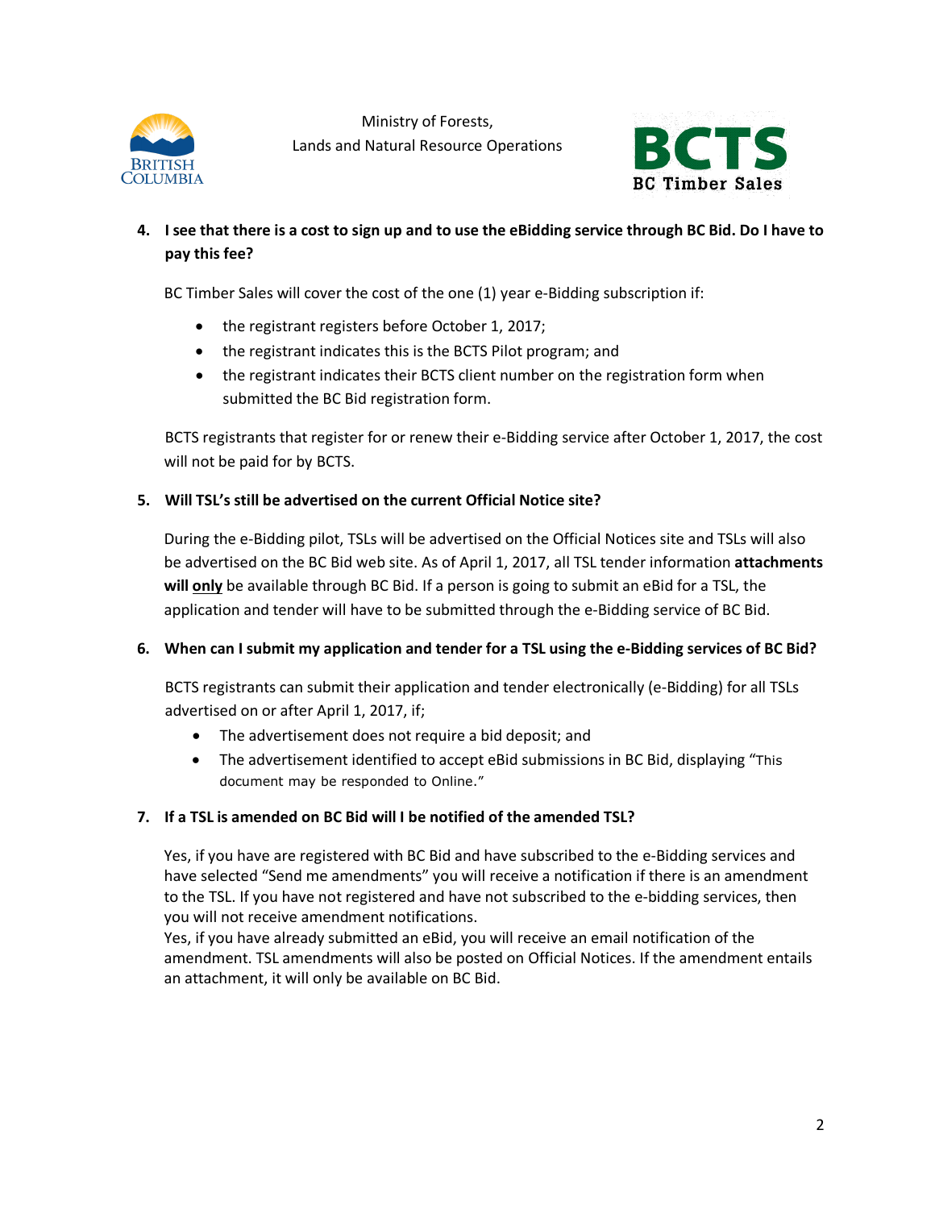4. **I see that there is a cost to sign up and to use the eBidding service through BC Bid. Do I have to pay this fee?**

   BC Timber Sales will cover the cost of the one (1) year e-Bidding subscription if:

   - the registrant registers before October 1, 2017;
   - the registrant indicates this is the BCTS Pilot program; and
   - the registrant indicates their BCTS client number on the registration form when submitted the BC Bid registration form.

   BCTS registrants that register for or renew their e-Bidding service after October 1, 2017, the cost will not be paid for by BCTS.

5. **Will TSL's still be advertised on the current Official Notice site?**

   During the e-Bidding pilot, TSLs will be advertised on the Official Notices site and TSLs will also be advertised on the BC Bid web site. As of April 1, 2017, all TSL tender information **attachments will <u>only</u>** be available through BC Bid. If a person is going to submit an eBid for a TSL, the application and tender will have to be submitted through the e-Bidding service of BC Bid.

6. **When can I submit my application and tender for a TSL using the e-Bidding services of BC Bid?**

   BCTS registrants can submit their application and tender electronically (e-Bidding) for all TSLs advertised on or after April 1, 2017, if;

   - The advertisement does not require a bid deposit; and
   - The advertisement identified to accept eBid submissions in BC Bid, displaying "This document may be responded to Online."

7. **If a TSL is amended on BC Bid will I be notified of the amended TSL?**

   Yes, if you have are registered with BC Bid and have subscribed to the e-Bidding services and have selected "Send me amendments" you will receive a notification if there is an amendment to the TSL. If you have not registered and have not subscribed to the e-bidding services, then you will not receive amendment notifications.
   Yes, if you have already submitted an eBid, you will receive an email notification of the amendment. TSL amendments will also be posted on Official Notices. If the amendment entails an attachment, it will only be available on BC Bid.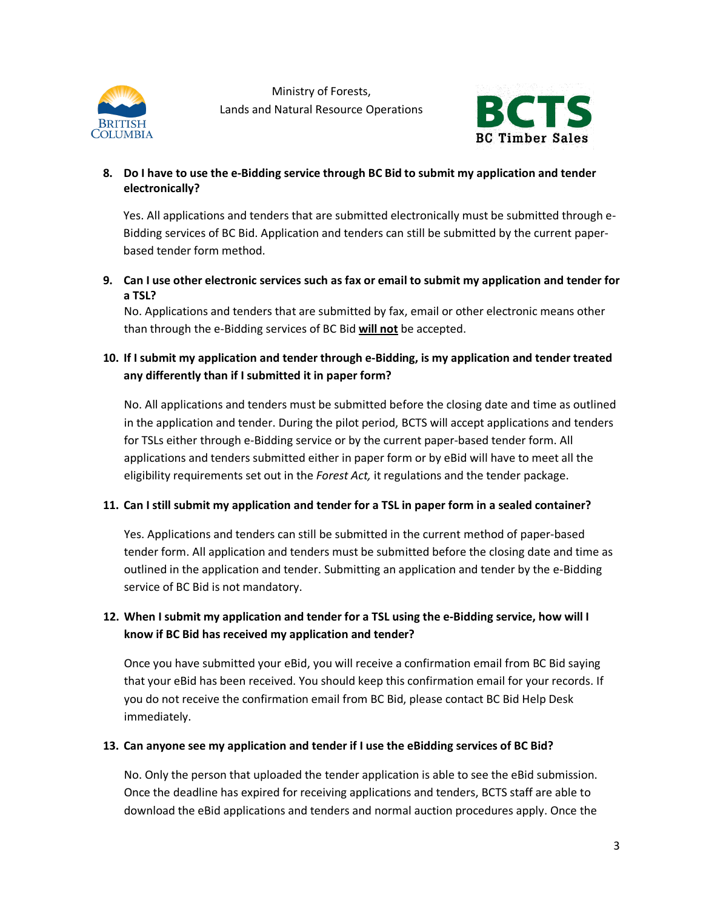**8. Do I have to use the e-Bidding service through BC Bid to submit my application and tender electronically?**

Yes. All applications and tenders that are submitted electronically must be submitted through e-Bidding services of BC Bid. Application and tenders can still be submitted by the current paper-based tender form method.

**9. Can I use other electronic services such as fax or email to submit my application and tender for a TSL?**

No. Applications and tenders that are submitted by fax, email or other electronic means other than through the e-Bidding services of BC Bid **will not** be accepted.

**10. If I submit my application and tender through e-Bidding, is my application and tender treated any differently than if I submitted it in paper form?**

No. All applications and tenders must be submitted before the closing date and time as outlined in the application and tender. During the pilot period, BCTS will accept applications and tenders for TSLs either through e-Bidding service or by the current paper-based tender form. All applications and tenders submitted either in paper form or by eBid will have to meet all the eligibility requirements set out in the *Forest Act,* it regulations and the tender package.

**11. Can I still submit my application and tender for a TSL in paper form in a sealed container?**

Yes. Applications and tenders can still be submitted in the current method of paper-based tender form. All application and tenders must be submitted before the closing date and time as outlined in the application and tender. Submitting an application and tender by the e-Bidding service of BC Bid is not mandatory.

**12. When I submit my application and tender for a TSL using the e-Bidding service, how will I know if BC Bid has received my application and tender?**

Once you have submitted your eBid, you will receive a confirmation email from BC Bid saying that your eBid has been received. You should keep this confirmation email for your records. If you do not receive the confirmation email from BC Bid, please contact BC Bid Help Desk immediately.

**13. Can anyone see my application and tender if I use the eBidding services of BC Bid?**

No. Only the person that uploaded the tender application is able to see the eBid submission. Once the deadline has expired for receiving applications and tenders, BCTS staff are able to download the eBid applications and tenders and normal auction procedures apply. Once the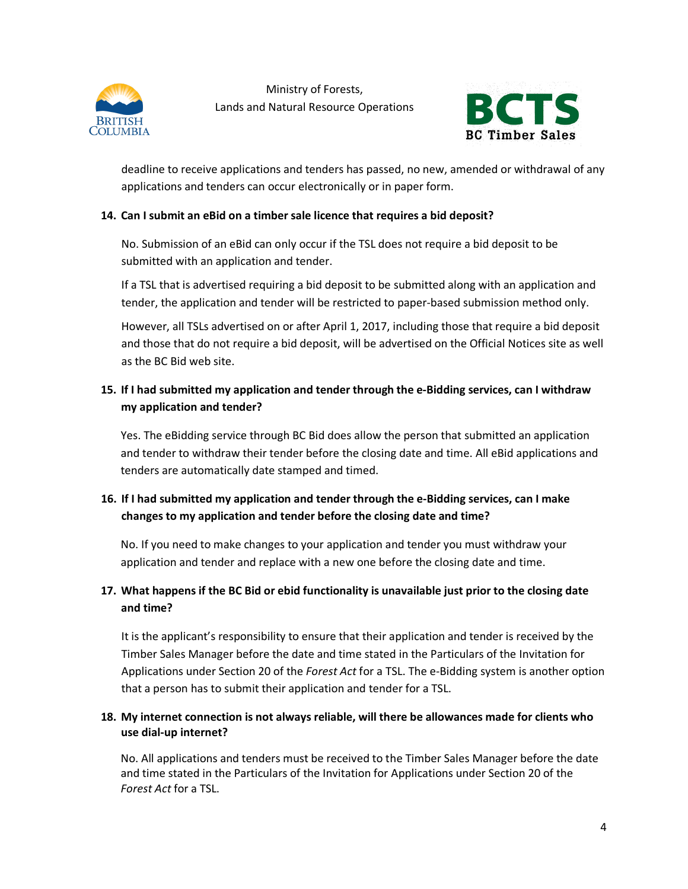deadline to receive applications and tenders has passed, no new, amended or withdrawal of any applications and tenders can occur electronically or in paper form.

**14. Can I submit an eBid on a timber sale licence that requires a bid deposit?**

No. Submission of an eBid can only occur if the TSL does not require a bid deposit to be submitted with an application and tender.

If a TSL that is advertised requiring a bid deposit to be submitted along with an application and tender, the application and tender will be restricted to paper-based submission method only.

However, all TSLs advertised on or after April 1, 2017, including those that require a bid deposit and those that do not require a bid deposit, will be advertised on the Official Notices site as well as the BC Bid web site.

**15. If I had submitted my application and tender through the e-Bidding services, can I withdraw my application and tender?**

Yes. The eBidding service through BC Bid does allow the person that submitted an application and tender to withdraw their tender before the closing date and time. All eBid applications and tenders are automatically date stamped and timed.

**16. If I had submitted my application and tender through the e-Bidding services, can I make changes to my application and tender before the closing date and time?**

No. If you need to make changes to your application and tender you must withdraw your application and tender and replace with a new one before the closing date and time.

**17. What happens if the BC Bid or ebid functionality is unavailable just prior to the closing date and time?**

It is the applicant's responsibility to ensure that their application and tender is received by the Timber Sales Manager before the date and time stated in the Particulars of the Invitation for Applications under Section 20 of the *Forest Act* for a TSL. The e-Bidding system is another option that a person has to submit their application and tender for a TSL.

**18. My internet connection is not always reliable, will there be allowances made for clients who use dial-up internet?**

No. All applications and tenders must be received to the Timber Sales Manager before the date and time stated in the Particulars of the Invitation for Applications under Section 20 of the *Forest Act* for a TSL.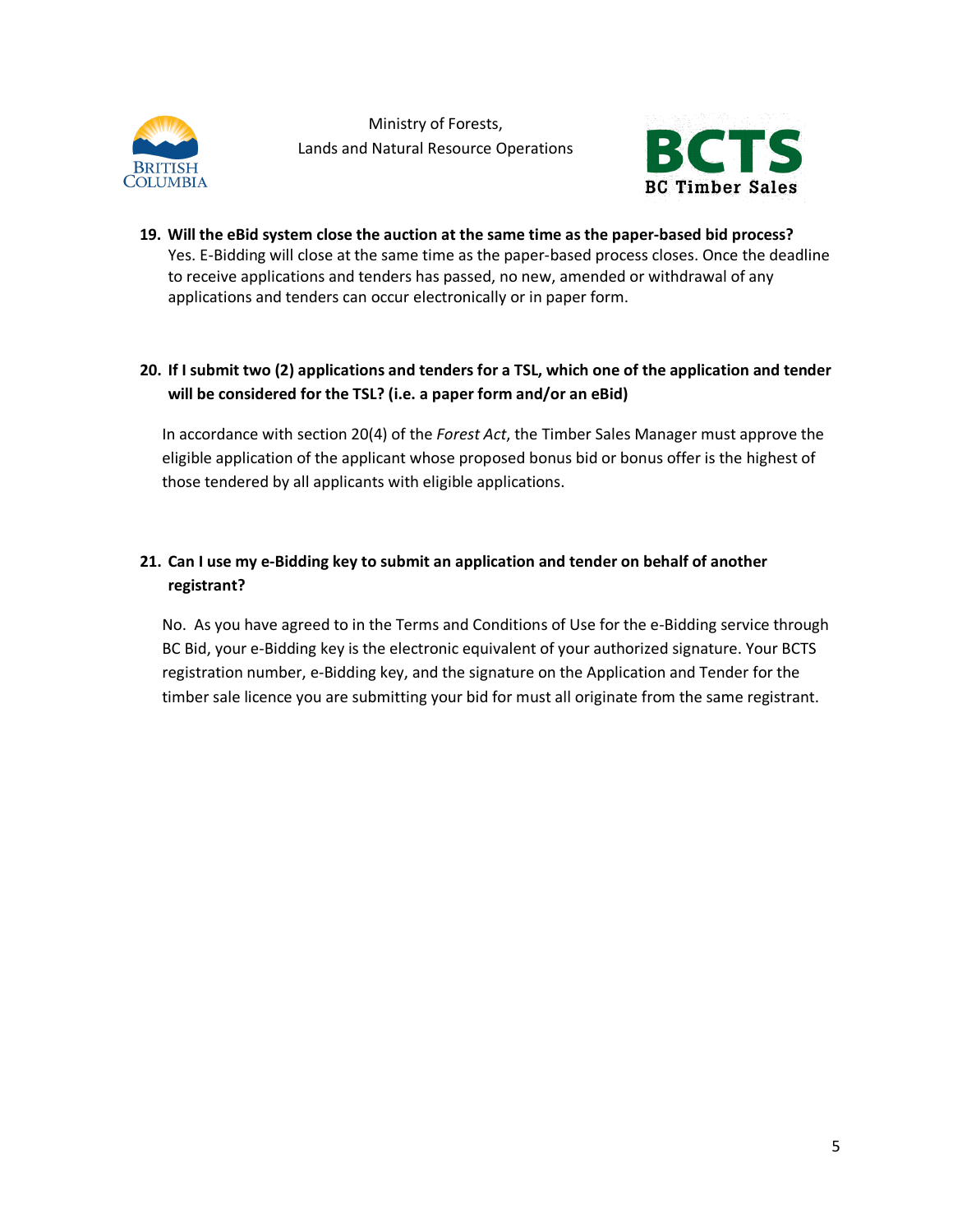**19. Will the eBid system close the auction at the same time as the paper-based bid process?**

Yes. E-Bidding will close at the same time as the paper-based process closes. Once the deadline to receive applications and tenders has passed, no new, amended or withdrawal of any applications and tenders can occur electronically or in paper form.

**20. If I submit two (2) applications and tenders for a TSL, which one of the application and tender will be considered for the TSL? (i.e. a paper form and/or an eBid)**

In accordance with section 20(4) of the *Forest Act*, the Timber Sales Manager must approve the eligible application of the applicant whose proposed bonus bid or bonus offer is the highest of those tendered by all applicants with eligible applications.

**21. Can I use my e-Bidding key to submit an application and tender on behalf of another registrant?**

No. As you have agreed to in the Terms and Conditions of Use for the e-Bidding service through BC Bid, your e-Bidding key is the electronic equivalent of your authorized signature. Your BCTS registration number, e-Bidding key, and the signature on the Application and Tender for the timber sale licence you are submitting your bid for must all originate from the same registrant.